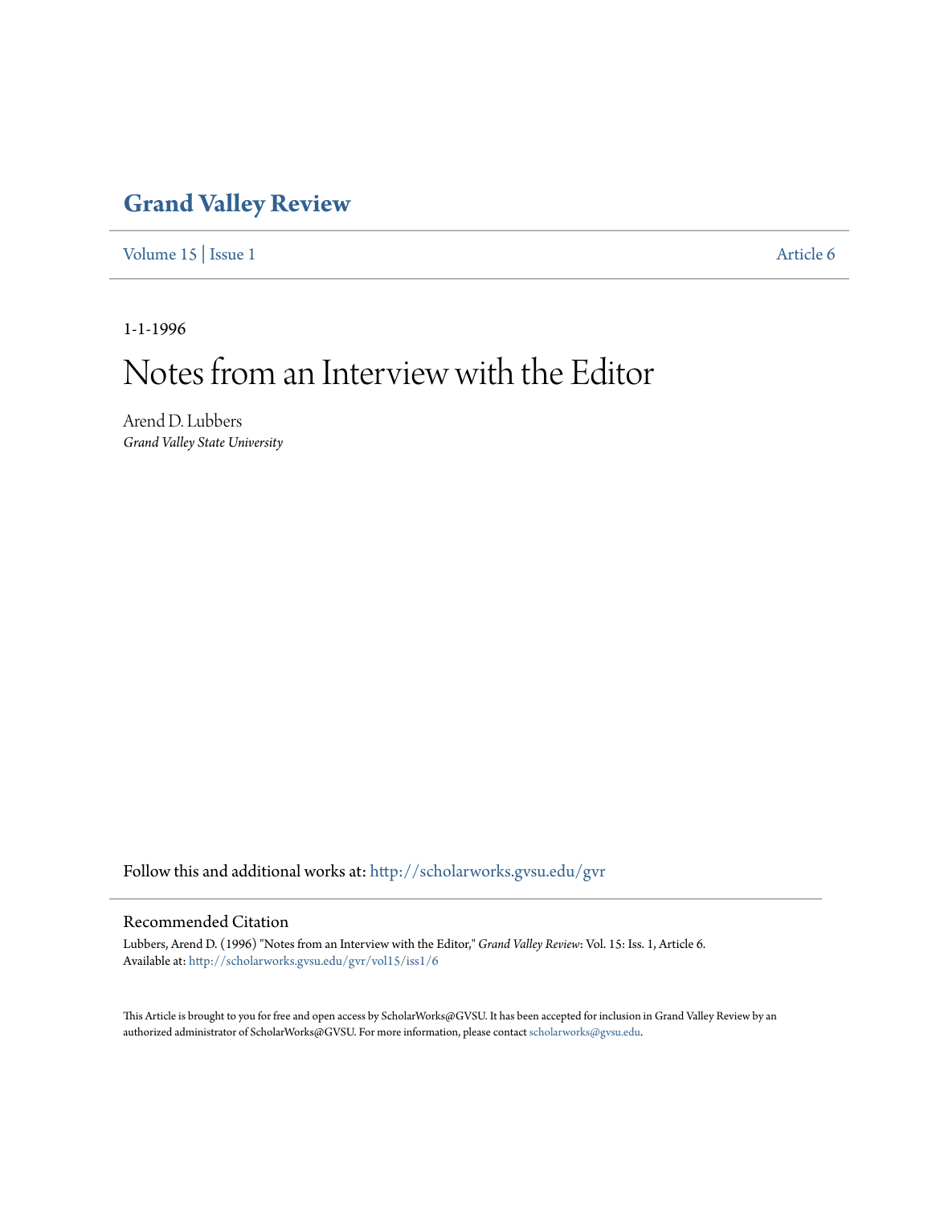# Grand Valley Review

Volume 15 | Issue 1 Article 6

1-1-1996

# Notes from an Interview with the Editor

Arend D. Lubbers
*Grand Valley State University*

Follow this and additional works at: http://scholarworks.gvsu.edu/gvr

## Recommended Citation

Lubbers, Arend D. (1996) "Notes from an Interview with the Editor," *Grand Valley Review*: Vol. 15: Iss. 1, Article 6.
Available at: http://scholarworks.gvsu.edu/gvr/vol15/iss1/6

This Article is brought to you for free and open access by ScholarWorks@GVSU. It has been accepted for inclusion in Grand Valley Review by an authorized administrator of ScholarWorks@GVSU. For more information, please contact scholarworks@gvsu.edu.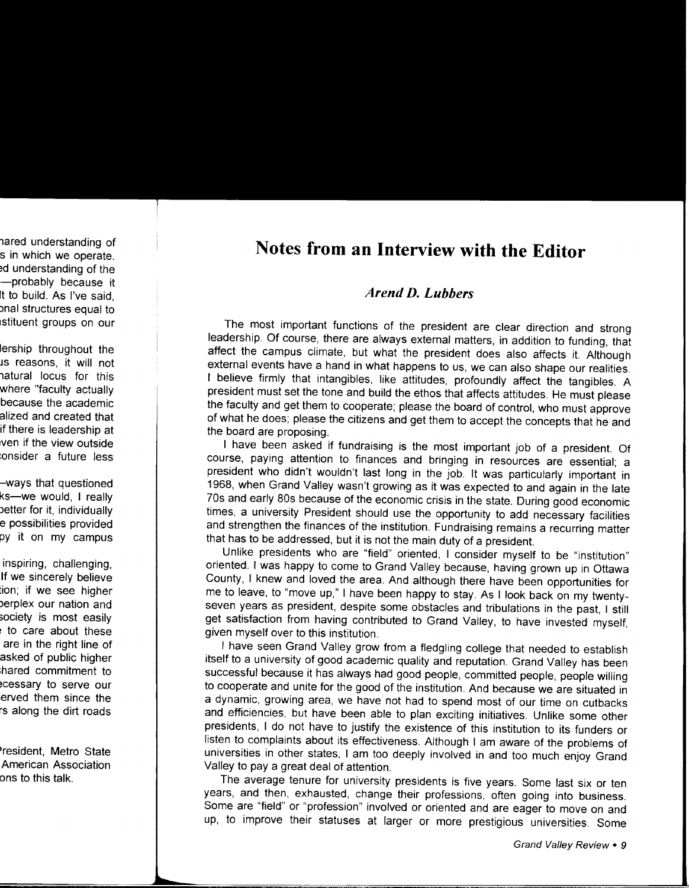# Notes from an Interview with the Editor

## *Arend D. Lubbers*

The most important functions of the president are clear direction and strong leadership. Of course, there are always external matters, in addition to funding, that affect the campus climate, but what the president does also affects it. Although external events have a hand in what happens to us, we can also shape our realities. I believe firmly that intangibles, like attitudes, profoundly affect the tangibles. A president must set the tone and build the ethos that affects attitudes. He must please the faculty and get them to cooperate; please the board of control, who must approve of what he does; please the citizens and get them to accept the concepts that he and the board are proposing.

I have been asked if fundraising is the most important job of a president. Of course, paying attention to finances and bringing in resources are essential; a president who didn't wouldn't last long in the job. It was particularly important in 1968, when Grand Valley wasn't growing as it was expected to and again in the late 70s and early 80s because of the economic crisis in the state. During good economic times, a university President should use the opportunity to add necessary facilities and strengthen the finances of the institution. Fundraising remains a recurring matter that has to be addressed, but it is not the main duty of a president.

Unlike presidents who are "field" oriented, I consider myself to be "institution" oriented. I was happy to come to Grand Valley because, having grown up in Ottawa County, I knew and loved the area. And although there have been opportunities for me to leave, to "move up," I have been happy to stay. As I look back on my twenty-seven years as president, despite some obstacles and tribulations in the past, I still get satisfaction from having contributed to Grand Valley, to have invested myself, given myself over to this institution.

I have seen Grand Valley grow from a fledgling college that needed to establish itself to a university of good academic quality and reputation. Grand Valley has been successful because it has always had good people, committed people, people willing to cooperate and unite for the good of the institution. And because we are situated in a dynamic, growing area, we have not had to spend most of our time on cutbacks and efficiencies, but have been able to plan exciting initiatives. Unlike some other presidents, I do not have to justify the existence of this institution to its funders or listen to complaints about its effectiveness. Although I am aware of the problems of universities in other states, I am too deeply involved in and too much enjoy Grand Valley to pay a great deal of attention.

The average tenure for university presidents is five years. Some last six or ten years, and then, exhausted, change their professions, often going into business. Some are "field" or "profession" involved or oriented and are eager to move on and up, to improve their statuses at larger or more prestigious universities. Some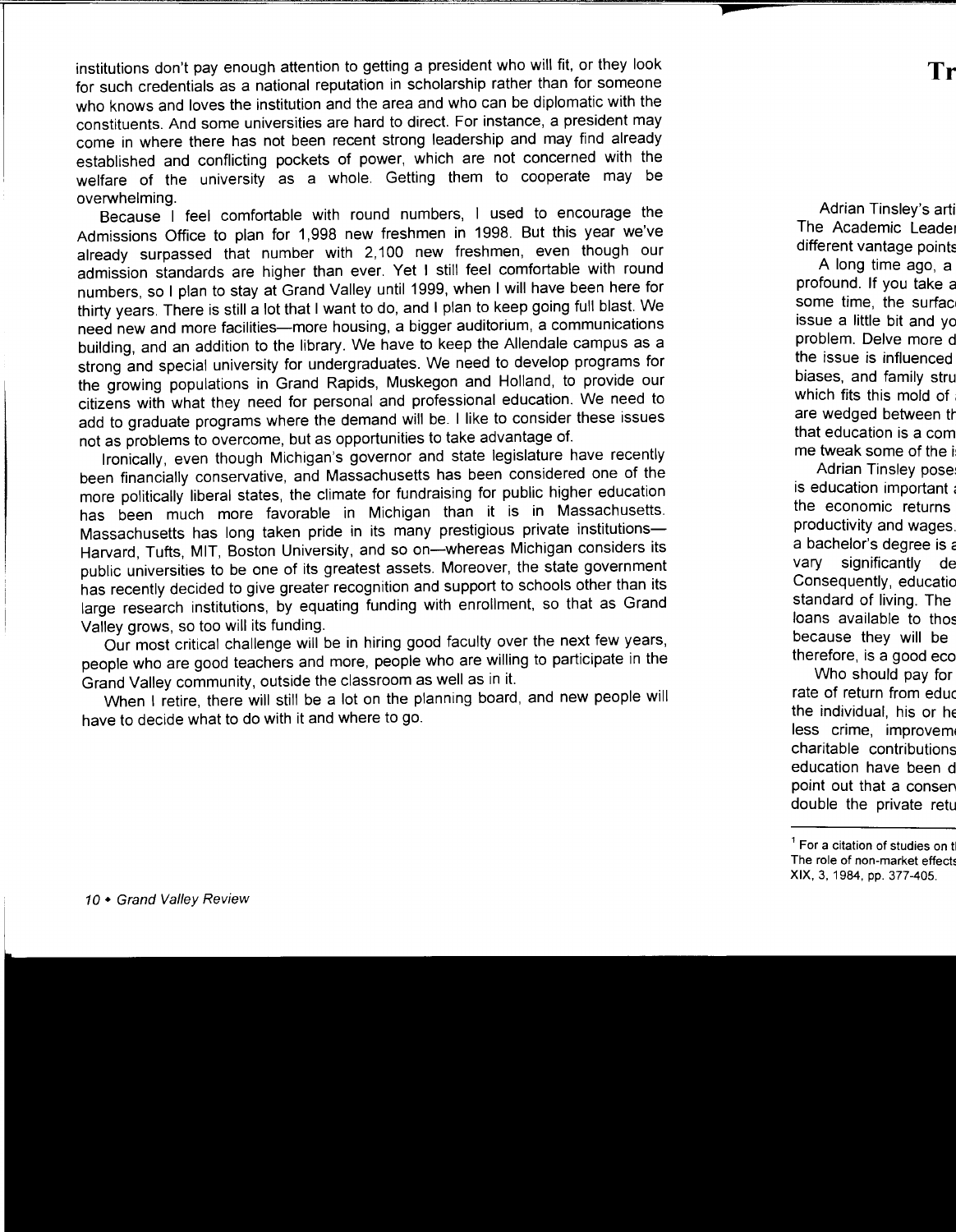institutions don't pay enough attention to getting a president who will fit, or they look for such credentials as a national reputation in scholarship rather than for someone who knows and loves the institution and the area and who can be diplomatic with the constituents. And some universities are hard to direct. For instance, a president may come in where there has not been recent strong leadership and may find already established and conflicting pockets of power, which are not concerned with the welfare of the university as a whole. Getting them to cooperate may be overwhelming.

Because I feel comfortable with round numbers, I used to encourage the Admissions Office to plan for 1,998 new freshmen in 1998. But this year we've already surpassed that number with 2,100 new freshmen, even though our admission standards are higher than ever. Yet I still feel comfortable with round numbers, so I plan to stay at Grand Valley until 1999, when I will have been here for thirty years. There is still a lot that I want to do, and I plan to keep going full blast. We need new and more facilities—more housing, a bigger auditorium, a communications building, and an addition to the library. We have to keep the Allendale campus as a strong and special university for undergraduates. We need to develop programs for the growing populations in Grand Rapids, Muskegon and Holland, to provide our citizens with what they need for personal and professional education. We need to add to graduate programs where the demand will be. I like to consider these issues not as problems to overcome, but as opportunities to take advantage of.

Ironically, even though Michigan's governor and state legislature have recently been financially conservative, and Massachusetts has been considered one of the more politically liberal states, the climate for fundraising for public higher education has been much more favorable in Michigan than it is in Massachusetts. Massachusetts has long taken pride in its many prestigious private institutions—Harvard, Tufts, MIT, Boston University, and so on—whereas Michigan considers its public universities to be one of its greatest assets. Moreover, the state government has recently decided to give greater recognition and support to schools other than its large research institutions, by equating funding with enrollment, so that as Grand Valley grows, so too will its funding.

Our most critical challenge will be in hiring good faculty over the next few years, people who are good teachers and more, people who are willing to participate in the Grand Valley community, outside the classroom as well as in it.

When I retire, there will still be a lot on the planning board, and new people will have to decide what to do with it and where to go.